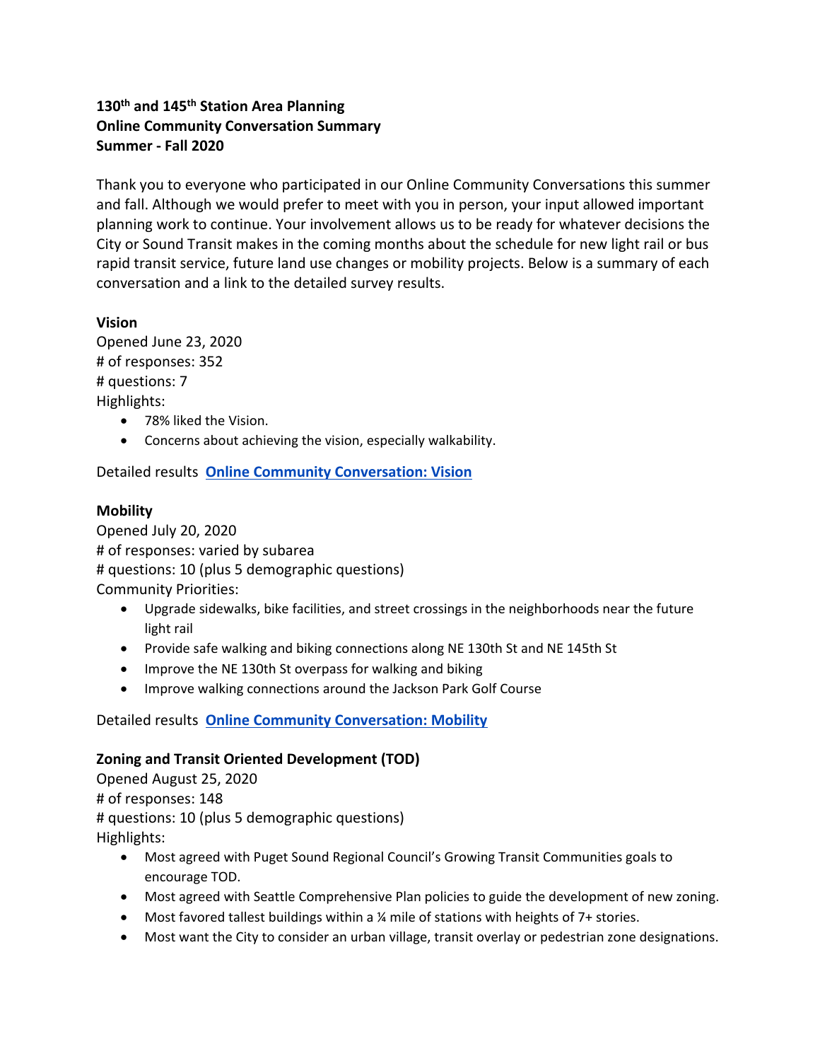**130th and 145th Station Area Planning**
**Online Community Conversation Summary**
**Summer - Fall 2020**

Thank you to everyone who participated in our Online Community Conversations this summer and fall. Although we would prefer to meet with you in person, your input allowed important planning work to continue. Your involvement allows us to be ready for whatever decisions the City or Sound Transit makes in the coming months about the schedule for new light rail or bus rapid transit service, future land use changes or mobility projects. Below is a summary of each conversation and a link to the detailed survey results.

**Vision**

Opened June 23, 2020
# of responses: 352
# questions: 7
Highlights:

- 78% liked the Vision.
- Concerns about achieving the vision, especially walkability.

Detailed results **Online Community Conversation: Vision**

**Mobility**

Opened July 20, 2020
# of responses: varied by subarea
# questions: 10 (plus 5 demographic questions)
Community Priorities:

- Upgrade sidewalks, bike facilities, and street crossings in the neighborhoods near the future light rail
- Provide safe walking and biking connections along NE 130th St and NE 145th St
- Improve the NE 130th St overpass for walking and biking
- Improve walking connections around the Jackson Park Golf Course

Detailed results **Online Community Conversation: Mobility**

**Zoning and Transit Oriented Development (TOD)**

Opened August 25, 2020
# of responses: 148
# questions: 10 (plus 5 demographic questions)
Highlights:

- Most agreed with Puget Sound Regional Council's Growing Transit Communities goals to encourage TOD.
- Most agreed with Seattle Comprehensive Plan policies to guide the development of new zoning.
- Most favored tallest buildings within a ¼ mile of stations with heights of 7+ stories.
- Most want the City to consider an urban village, transit overlay or pedestrian zone designations.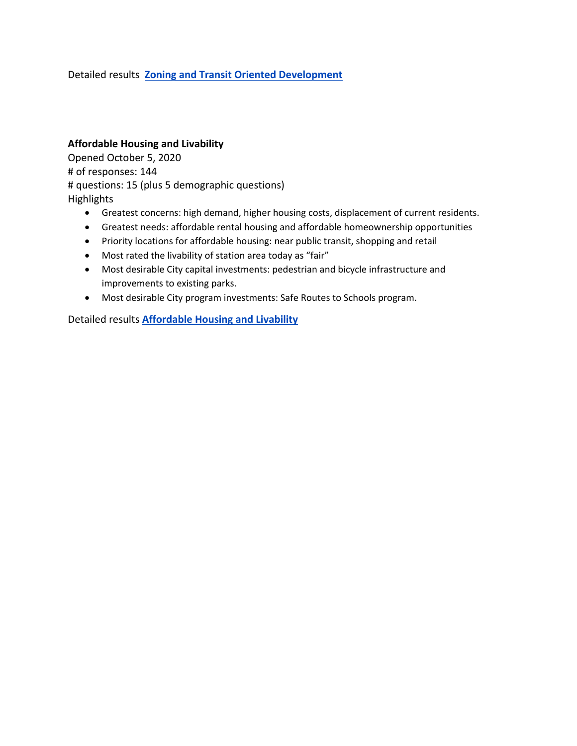Detailed results **Zoning and Transit Oriented Development**

**Affordable Housing and Livability**

Opened October 5, 2020

# of responses: 144

# questions: 15 (plus 5 demographic questions)

Highlights

- Greatest concerns: high demand, higher housing costs, displacement of current residents.
- Greatest needs: affordable rental housing and affordable homeownership opportunities
- Priority locations for affordable housing: near public transit, shopping and retail
- Most rated the livability of station area today as "fair"
- Most desirable City capital investments: pedestrian and bicycle infrastructure and improvements to existing parks.
- Most desirable City program investments: Safe Routes to Schools program.

Detailed results **Affordable Housing and Livability**